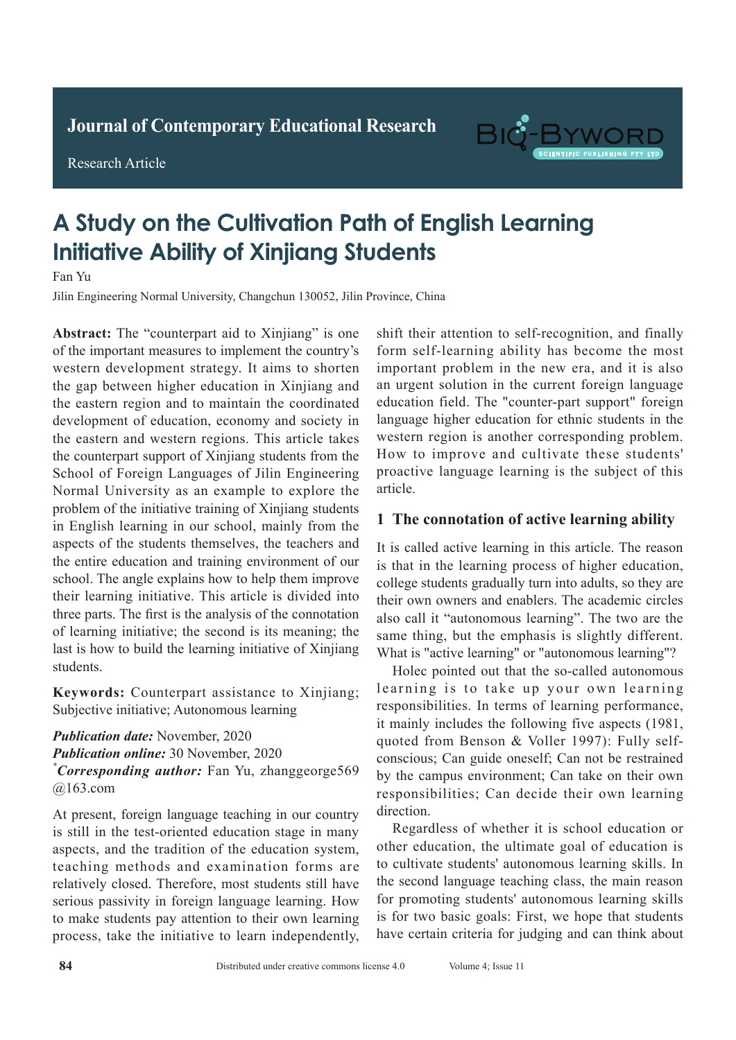Journal of Contemporary Educational Research

Research Article

# A Study on the Cultivation Path of English Learning Initiative Ability of Xinjiang Students

Fan Yu

Jilin Engineering Normal University, Changchun 130052, Jilin Province, China

**Abstract:** The "counterpart aid to Xinjiang" is one of the important measures to implement the country's western development strategy. It aims to shorten the gap between higher education in Xinjiang and the eastern region and to maintain the coordinated development of education, economy and society in the eastern and western regions. This article takes the counterpart support of Xinjiang students from the School of Foreign Languages of Jilin Engineering Normal University as an example to explore the problem of the initiative training of Xinjiang students in English learning in our school, mainly from the aspects of the students themselves, the teachers and the entire education and training environment of our school. The angle explains how to help them improve their learning initiative. This article is divided into three parts. The first is the analysis of the connotation of learning initiative; the second is its meaning; the last is how to build the learning initiative of Xinjiang students.

**Keywords:** Counterpart assistance to Xinjiang; Subjective initiative; Autonomous learning

***Publication date:*** November, 2020

***Publication online:*** 30 November, 2020

****Corresponding author:*** Fan Yu, zhanggeorge569@163.com

At present, foreign language teaching in our country is still in the test-oriented education stage in many aspects, and the tradition of the education system, teaching methods and examination forms are relatively closed. Therefore, most students still have serious passivity in foreign language learning. How to make students pay attention to their own learning process, take the initiative to learn independently, shift their attention to self-recognition, and finally form self-learning ability has become the most important problem in the new era, and it is also an urgent solution in the current foreign language education field. The "counter-part support" foreign language higher education for ethnic students in the western region is another corresponding problem. How to improve and cultivate these students' proactive language learning is the subject of this article.

## 1 The connotation of active learning ability

It is called active learning in this article. The reason is that in the learning process of higher education, college students gradually turn into adults, so they are their own owners and enablers. The academic circles also call it "autonomous learning". The two are the same thing, but the emphasis is slightly different. What is "active learning" or "autonomous learning"?

Holec pointed out that the so-called autonomous learning is to take up your own learning responsibilities. In terms of learning performance, it mainly includes the following five aspects (1981, quoted from Benson & Voller 1997): Fully self-conscious; Can guide oneself; Can not be restrained by the campus environment; Can take on their own responsibilities; Can decide their own learning direction.

Regardless of whether it is school education or other education, the ultimate goal of education is to cultivate students' autonomous learning skills. In the second language teaching class, the main reason for promoting students' autonomous learning skills is for two basic goals: First, we hope that students have certain criteria for judging and can think about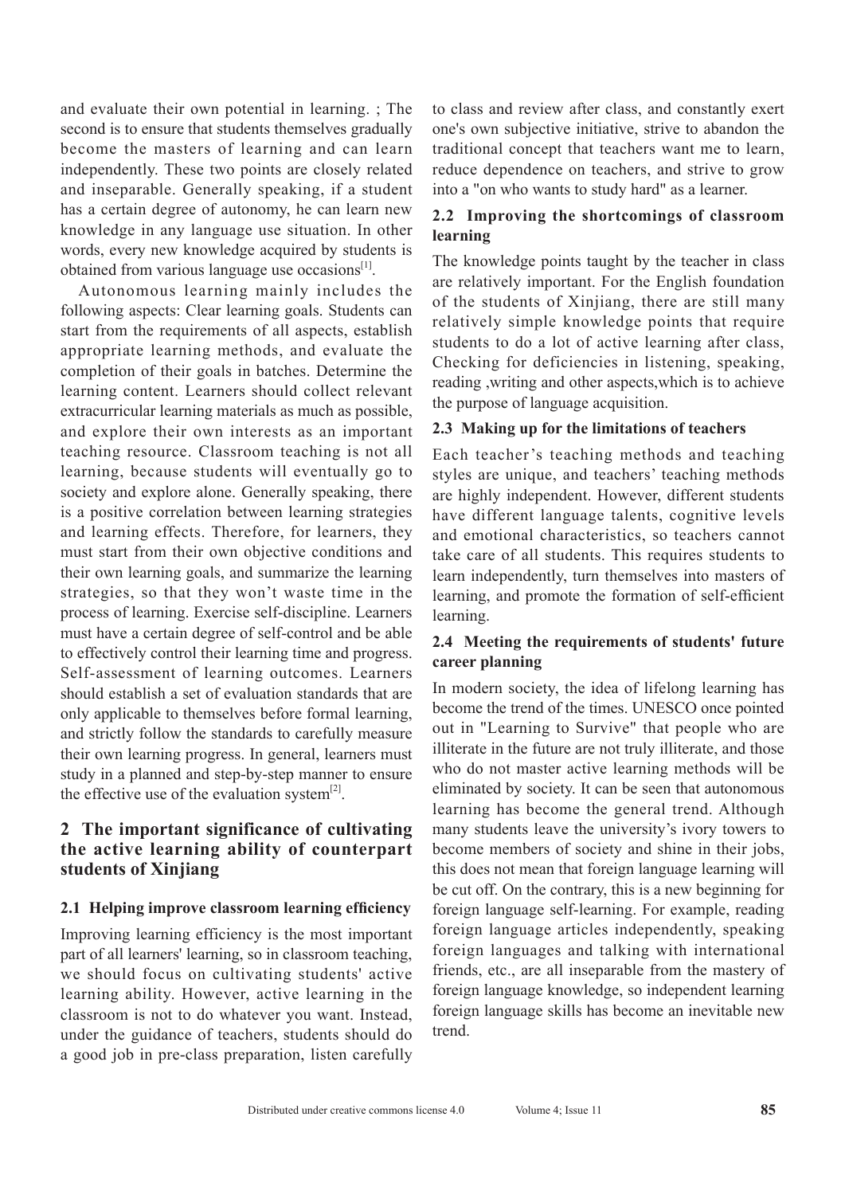and evaluate their own potential in learning. ; The second is to ensure that students themselves gradually become the masters of learning and can learn independently. These two points are closely related and inseparable. Generally speaking, if a student has a certain degree of autonomy, he can learn new knowledge in any language use situation. In other words, every new knowledge acquired by students is obtained from various language use occasions[1].

Autonomous learning mainly includes the following aspects: Clear learning goals. Students can start from the requirements of all aspects, establish appropriate learning methods, and evaluate the completion of their goals in batches. Determine the learning content. Learners should collect relevant extracurricular learning materials as much as possible, and explore their own interests as an important teaching resource. Classroom teaching is not all learning, because students will eventually go to society and explore alone. Generally speaking, there is a positive correlation between learning strategies and learning effects. Therefore, for learners, they must start from their own objective conditions and their own learning goals, and summarize the learning strategies, so that they won't waste time in the process of learning. Exercise self-discipline. Learners must have a certain degree of self-control and be able to effectively control their learning time and progress. Self-assessment of learning outcomes. Learners should establish a set of evaluation standards that are only applicable to themselves before formal learning, and strictly follow the standards to carefully measure their own learning progress. In general, learners must study in a planned and step-by-step manner to ensure the effective use of the evaluation system[2].

## 2 The important significance of cultivating the active learning ability of counterpart students of Xinjiang

### 2.1 Helping improve classroom learning efficiency

Improving learning efficiency is the most important part of all learners' learning, so in classroom teaching, we should focus on cultivating students' active learning ability. However, active learning in the classroom is not to do whatever you want. Instead, under the guidance of teachers, students should do a good job in pre-class preparation, listen carefully to class and review after class, and constantly exert one's own subjective initiative, strive to abandon the traditional concept that teachers want me to learn, reduce dependence on teachers, and strive to grow into a "on who wants to study hard" as a learner.

### 2.2 Improving the shortcomings of classroom learning

The knowledge points taught by the teacher in class are relatively important. For the English foundation of the students of Xinjiang, there are still many relatively simple knowledge points that require students to do a lot of active learning after class, Checking for deficiencies in listening, speaking, reading ,writing and other aspects,which is to achieve the purpose of language acquisition.

### 2.3 Making up for the limitations of teachers

Each teacher's teaching methods and teaching styles are unique, and teachers' teaching methods are highly independent. However, different students have different language talents, cognitive levels and emotional characteristics, so teachers cannot take care of all students. This requires students to learn independently, turn themselves into masters of learning, and promote the formation of self-efficient learning.

### 2.4 Meeting the requirements of students' future career planning

In modern society, the idea of lifelong learning has become the trend of the times. UNESCO once pointed out in "Learning to Survive" that people who are illiterate in the future are not truly illiterate, and those who do not master active learning methods will be eliminated by society. It can be seen that autonomous learning has become the general trend. Although many students leave the university's ivory towers to become members of society and shine in their jobs, this does not mean that foreign language learning will be cut off. On the contrary, this is a new beginning for foreign language self-learning. For example, reading foreign language articles independently, speaking foreign languages and talking with international friends, etc., are all inseparable from the mastery of foreign language knowledge, so independent learning foreign language skills has become an inevitable new trend.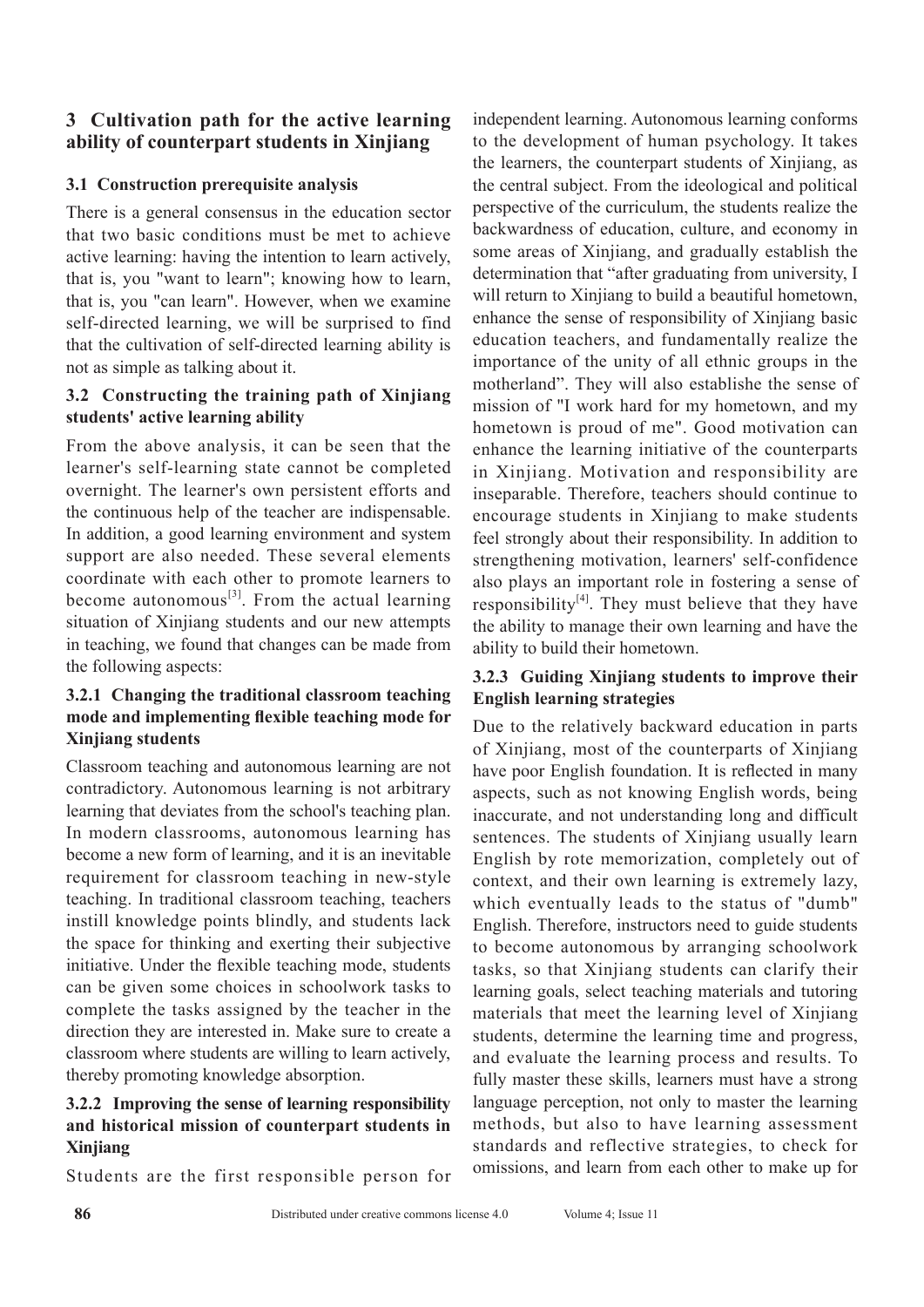## 3 Cultivation path for the active learning ability of counterpart students in Xinjiang

### 3.1 Construction prerequisite analysis

There is a general consensus in the education sector that two basic conditions must be met to achieve active learning: having the intention to learn actively, that is, you "want to learn"; knowing how to learn, that is, you "can learn". However, when we examine self-directed learning, we will be surprised to find that the cultivation of self-directed learning ability is not as simple as talking about it.

### 3.2 Constructing the training path of Xinjiang students' active learning ability

From the above analysis, it can be seen that the learner's self-learning state cannot be completed overnight. The learner's own persistent efforts and the continuous help of the teacher are indispensable. In addition, a good learning environment and system support are also needed. These several elements coordinate with each other to promote learners to become autonomous[3]. From the actual learning situation of Xinjiang students and our new attempts in teaching, we found that changes can be made from the following aspects:

#### 3.2.1 Changing the traditional classroom teaching mode and implementing flexible teaching mode for Xinjiang students

Classroom teaching and autonomous learning are not contradictory. Autonomous learning is not arbitrary learning that deviates from the school's teaching plan. In modern classrooms, autonomous learning has become a new form of learning, and it is an inevitable requirement for classroom teaching in new-style teaching. In traditional classroom teaching, teachers instill knowledge points blindly, and students lack the space for thinking and exerting their subjective initiative. Under the flexible teaching mode, students can be given some choices in schoolwork tasks to complete the tasks assigned by the teacher in the direction they are interested in. Make sure to create a classroom where students are willing to learn actively, thereby promoting knowledge absorption.

#### 3.2.2 Improving the sense of learning responsibility and historical mission of counterpart students in Xinjiang

Students are the first responsible person for independent learning. Autonomous learning conforms to the development of human psychology. It takes the learners, the counterpart students of Xinjiang, as the central subject. From the ideological and political perspective of the curriculum, the students realize the backwardness of education, culture, and economy in some areas of Xinjiang, and gradually establish the determination that "after graduating from university, I will return to Xinjiang to build a beautiful hometown, enhance the sense of responsibility of Xinjiang basic education teachers, and fundamentally realize the importance of the unity of all ethnic groups in the motherland". They will also establishe the sense of mission of "I work hard for my hometown, and my hometown is proud of me". Good motivation can enhance the learning initiative of the counterparts in Xinjiang. Motivation and responsibility are inseparable. Therefore, teachers should continue to encourage students in Xinjiang to make students feel strongly about their responsibility. In addition to strengthening motivation, learners' self-confidence also plays an important role in fostering a sense of responsibility[4]. They must believe that they have the ability to manage their own learning and have the ability to build their hometown.

#### 3.2.3 Guiding Xinjiang students to improve their English learning strategies

Due to the relatively backward education in parts of Xinjiang, most of the counterparts of Xinjiang have poor English foundation. It is reflected in many aspects, such as not knowing English words, being inaccurate, and not understanding long and difficult sentences. The students of Xinjiang usually learn English by rote memorization, completely out of context, and their own learning is extremely lazy, which eventually leads to the status of "dumb" English. Therefore, instructors need to guide students to become autonomous by arranging schoolwork tasks, so that Xinjiang students can clarify their learning goals, select teaching materials and tutoring materials that meet the learning level of Xinjiang students, determine the learning time and progress, and evaluate the learning process and results. To fully master these skills, learners must have a strong language perception, not only to master the learning methods, but also to have learning assessment standards and reflective strategies, to check for omissions, and learn from each other to make up for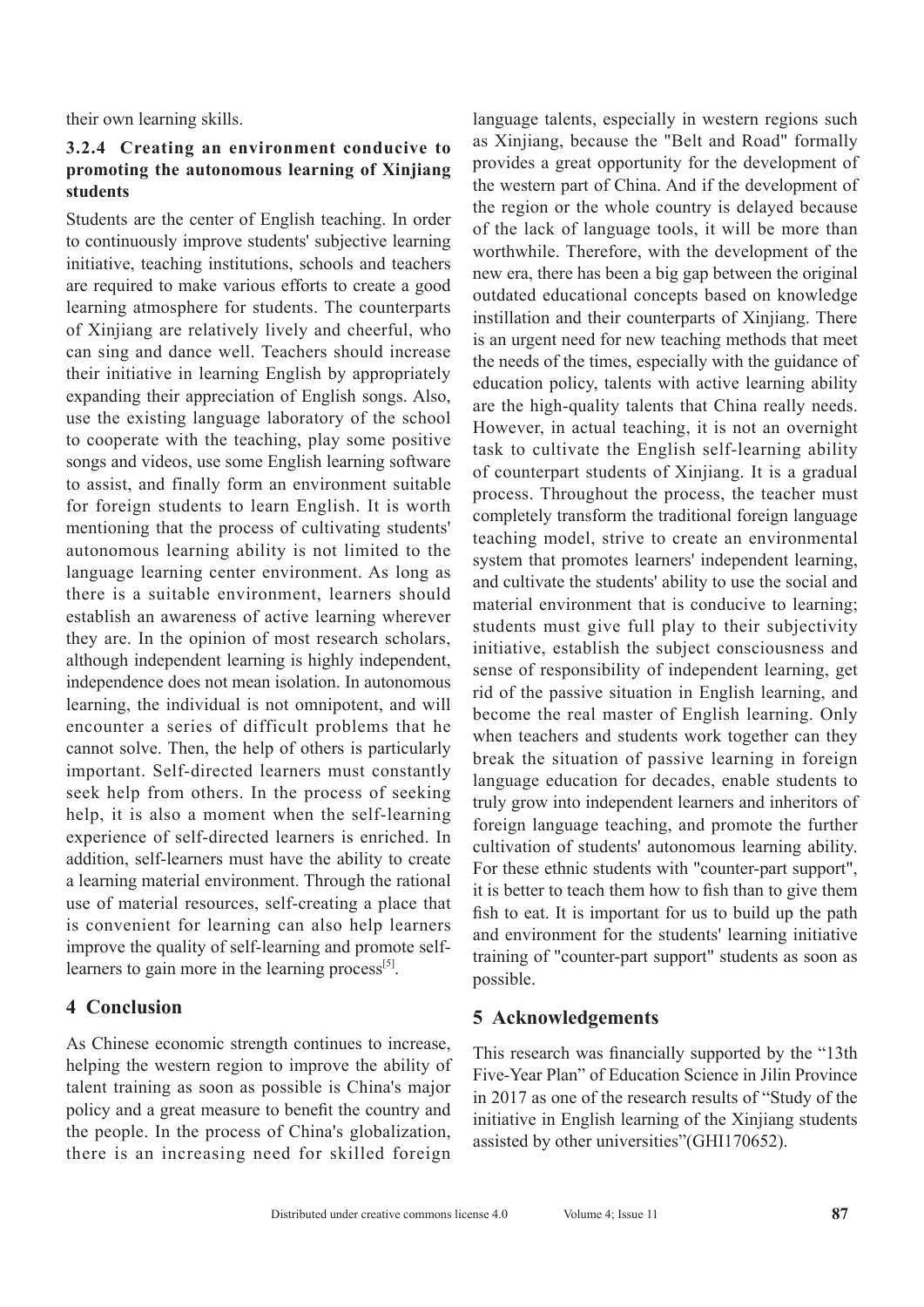their own learning skills.

### 3.2.4 Creating an environment conducive to promoting the autonomous learning of Xinjiang students

Students are the center of English teaching. In order to continuously improve students' subjective learning initiative, teaching institutions, schools and teachers are required to make various efforts to create a good learning atmosphere for students. The counterparts of Xinjiang are relatively lively and cheerful, who can sing and dance well. Teachers should increase their initiative in learning English by appropriately expanding their appreciation of English songs. Also, use the existing language laboratory of the school to cooperate with the teaching, play some positive songs and videos, use some English learning software to assist, and finally form an environment suitable for foreign students to learn English. It is worth mentioning that the process of cultivating students' autonomous learning ability is not limited to the language learning center environment. As long as there is a suitable environment, learners should establish an awareness of active learning wherever they are. In the opinion of most research scholars, although independent learning is highly independent, independence does not mean isolation. In autonomous learning, the individual is not omnipotent, and will encounter a series of difficult problems that he cannot solve. Then, the help of others is particularly important. Self-directed learners must constantly seek help from others. In the process of seeking help, it is also a moment when the self-learning experience of self-directed learners is enriched. In addition, self-learners must have the ability to create a learning material environment. Through the rational use of material resources, self-creating a place that is convenient for learning can also help learners improve the quality of self-learning and promote self-learners to gain more in the learning process[5].

## 4 Conclusion

As Chinese economic strength continues to increase, helping the western region to improve the ability of talent training as soon as possible is China's major policy and a great measure to benefit the country and the people. In the process of China's globalization, there is an increasing need for skilled foreign language talents, especially in western regions such as Xinjiang, because the "Belt and Road" formally provides a great opportunity for the development of the western part of China. And if the development of the region or the whole country is delayed because of the lack of language tools, it will be more than worthwhile. Therefore, with the development of the new era, there has been a big gap between the original outdated educational concepts based on knowledge instillation and their counterparts of Xinjiang. There is an urgent need for new teaching methods that meet the needs of the times, especially with the guidance of education policy, talents with active learning ability are the high-quality talents that China really needs. However, in actual teaching, it is not an overnight task to cultivate the English self-learning ability of counterpart students of Xinjiang. It is a gradual process. Throughout the process, the teacher must completely transform the traditional foreign language teaching model, strive to create an environmental system that promotes learners' independent learning, and cultivate the students' ability to use the social and material environment that is conducive to learning; students must give full play to their subjectivity initiative, establish the subject consciousness and sense of responsibility of independent learning, get rid of the passive situation in English learning, and become the real master of English learning. Only when teachers and students work together can they break the situation of passive learning in foreign language education for decades, enable students to truly grow into independent learners and inheritors of foreign language teaching, and promote the further cultivation of students' autonomous learning ability. For these ethnic students with "counter-part support", it is better to teach them how to fish than to give them fish to eat. It is important for us to build up the path and environment for the students' learning initiative training of "counter-part support" students as soon as possible.

## 5 Acknowledgements

This research was financially supported by the "13th Five-Year Plan" of Education Science in Jilin Province in 2017 as one of the research results of "Study of the initiative in English learning of the Xinjiang students assisted by other universities"(GHI170652).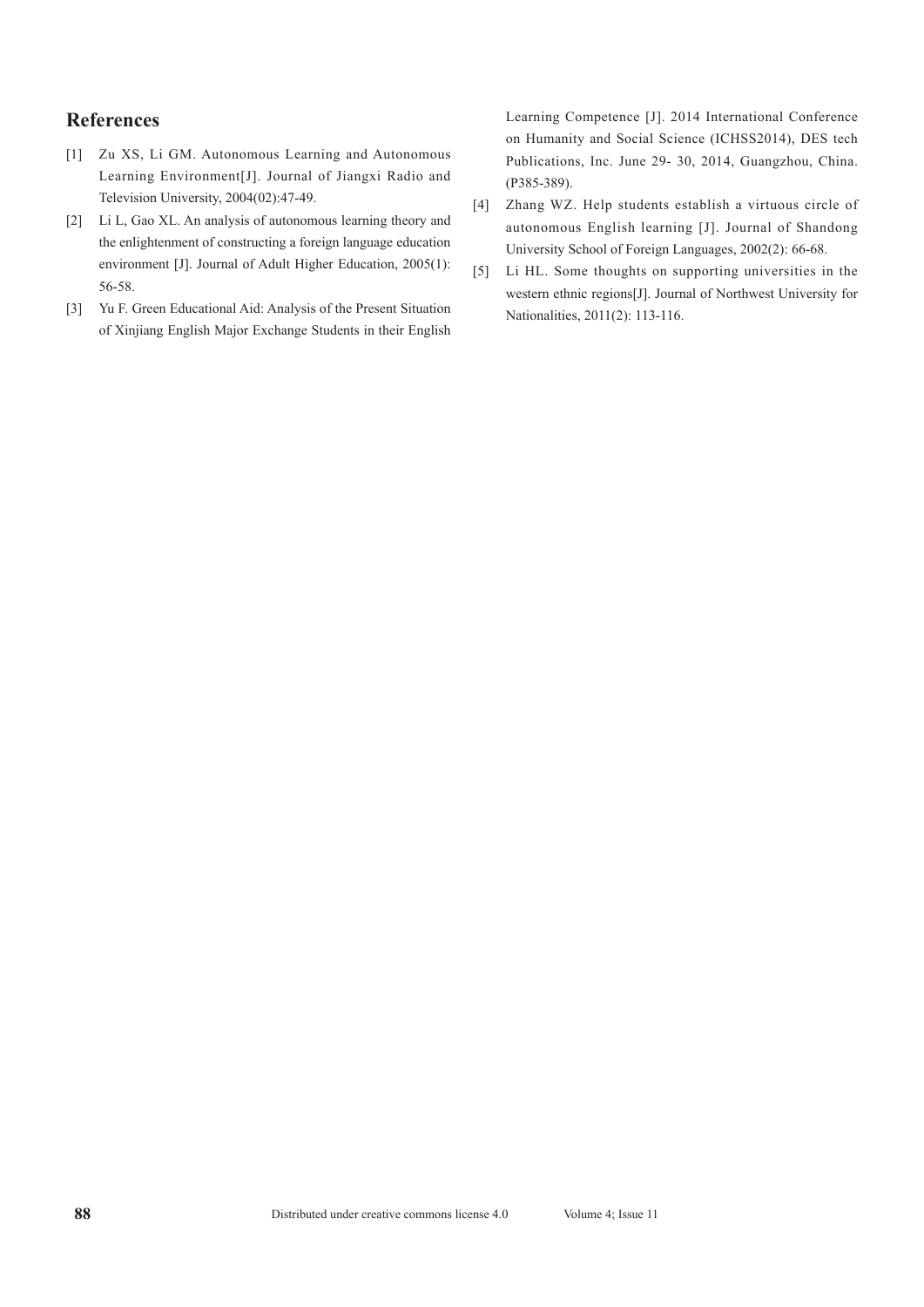## References

[1] Zu XS, Li GM. Autonomous Learning and Autonomous Learning Environment[J]. Journal of Jiangxi Radio and Television University, 2004(02):47-49.

[2] Li L, Gao XL. An analysis of autonomous learning theory and the enlightenment of constructing a foreign language education environment [J]. Journal of Adult Higher Education, 2005(1): 56-58.

[3] Yu F. Green Educational Aid: Analysis of the Present Situation of Xinjiang English Major Exchange Students in their English Learning Competence [J]. 2014 International Conference on Humanity and Social Science (ICHSS2014), DES tech Publications, Inc. June 29- 30, 2014, Guangzhou, China. (P385-389).

[4] Zhang WZ. Help students establish a virtuous circle of autonomous English learning [J]. Journal of Shandong University School of Foreign Languages, 2002(2): 66-68.

[5] Li HL. Some thoughts on supporting universities in the western ethnic regions[J]. Journal of Northwest University for Nationalities, 2011(2): 113-116.